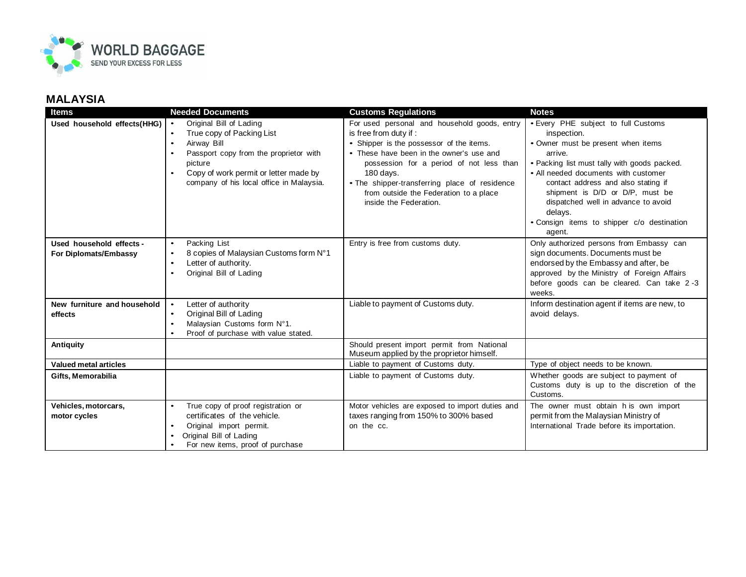WORLD BAGGAGE
SEND YOUR EXCESS FOR LESS

## MALAYSIA

| Items | Needed Documents | Customs Regulations | Notes |
|---|---|---|---|
| **Used household effects(HHG)** | • Original Bill of Lading<br>• True copy of Packing List<br>• Airway Bill<br>• Passport copy from the proprietor with picture<br>• Copy of work permit or letter made by company of his local office in Malaysia. | For used personal and household goods, entry is free from duty if :<br>• Shipper is the possessor of the items.<br>• These have been in the owner's use and possession for a period of not less than 180 days.<br>• The shipper-transferring place of residence from outside the Federation to a place inside the Federation. | • Every PHE subject to full Customs inspection.<br>• Owner must be present when items arrive.<br>• Packing list must tally with goods packed.<br>• All needed documents with customer contact address and also stating if shipment is D/D or D/P, must be dispatched well in advance to avoid delays.<br>• Consign items to shipper c/o destination agent. |
| **Used household effects - For Diplomats/Embassy** | • Packing List<br>• 8 copies of Malaysian Customs form N°1<br>• Letter of authority.<br>• Original Bill of Lading | Entry is free from customs duty. | Only authorized persons from Embassy can sign documents. Documents must be endorsed by the Embassy and after, be approved by the Ministry of Foreign Affairs before goods can be cleared. Can take 2 -3 weeks. |
| **New furniture and household effects** | • Letter of authority<br>• Original Bill of Lading<br>• Malaysian Customs form N°1.<br>• Proof of purchase with value stated. | Liable to payment of Customs duty. | Inform destination agent if items are new, to avoid delays. |
| **Antiquity** | | Should present import permit from National Museum applied by the proprietor himself. | |
| **Valued metal articles** | | Liable to payment of Customs duty. | Type of object needs to be known. |
| **Gifts, Memorabilia** | | Liable to payment of Customs duty. | Whether goods are subject to payment of Customs duty is up to the discretion of the Customs. |
| **Vehicles, motorcars, motor cycles** | • True copy of proof registration or certificates of the vehicle.<br>• Original import permit.<br>• Original Bill of Lading<br>• For new items, proof of purchase | Motor vehicles are exposed to import duties and taxes ranging from 150% to 300% based on the cc. | The owner must obtain h is own import permit from the Malaysian Ministry of International Trade before its importation. |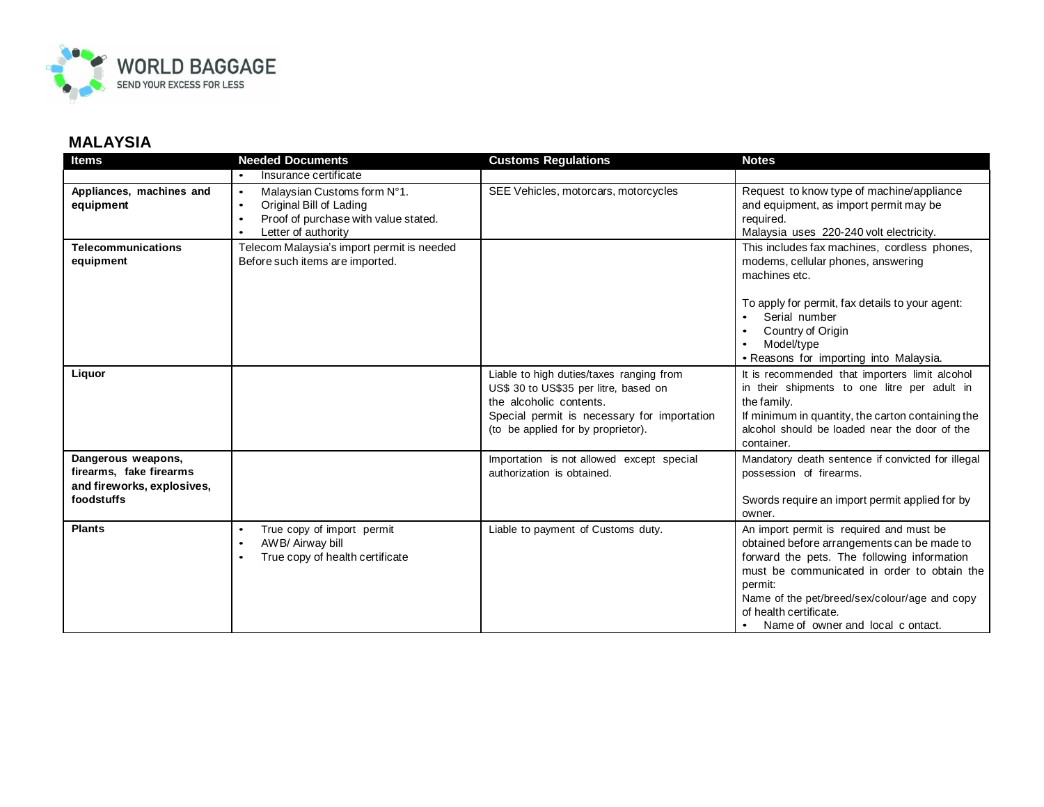## MALAYSIA

| Items | Needed Documents | Customs Regulations | Notes |
|---|---|---|---|
| | • Insurance certificate | | |
| **Appliances, machines and equipment** | • Malaysian Customs form N°1.<br>• Original Bill of Lading<br>• Proof of purchase with value stated.<br>• Letter of authority | SEE Vehicles, motorcars, motorcycles | Request to know type of machine/appliance and equipment, as import permit may be required.<br>Malaysia uses 220-240 volt electricity. |
| **Telecommunications equipment** | Telecom Malaysia's import permit is needed Before such items are imported. | | This includes fax machines, cordless phones, modems, cellular phones, answering machines etc.<br><br>To apply for permit, fax details to your agent:<br>• Serial number<br>• Country of Origin<br>• Model/type<br>• Reasons for importing into Malaysia. |
| **Liquor** | | Liable to high duties/taxes ranging from US$ 30 to US$35 per litre, based on the alcoholic contents.<br>Special permit is necessary for importation (to be applied for by proprietor). | It is recommended that importers limit alcohol in their shipments to one litre per adult in the family.<br>If minimum in quantity, the carton containing the alcohol should be loaded near the door of the container. |
| **Dangerous weapons, firearms, fake firearms and fireworks, explosives, foodstuffs** | | Importation is not allowed except special authorization is obtained. | Mandatory death sentence if convicted for illegal possession of firearms.<br><br>Swords require an import permit applied for by owner. |
| **Plants** | • True copy of import permit<br>• AWB/ Airway bill<br>• True copy of health certificate | Liable to payment of Customs duty. | An import permit is required and must be obtained before arrangements can be made to forward the pets. The following information must be communicated in order to obtain the permit:<br>Name of the pet/breed/sex/colour/age and copy of health certificate.<br>• Name of owner and local c ontact. |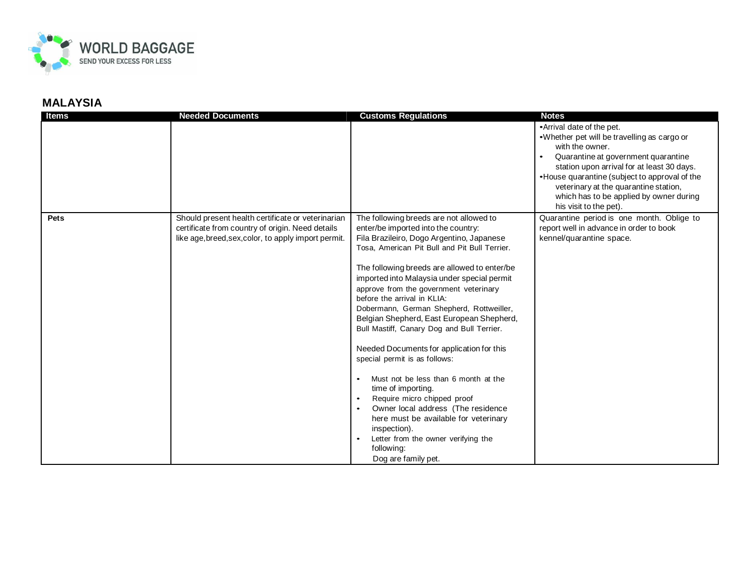## MALAYSIA

| Items | Needed Documents | Customs Regulations | Notes |
|---|---|---|---|
| | | | •Arrival date of the pet.<br>•Whether pet will be travelling as cargo or with the owner.<br>• Quarantine at government quarantine station upon arrival for at least 30 days.<br>•House quarantine (subject to approval of the veterinary at the quarantine station, which has to be applied by owner during his visit to the pet). |
| **Pets** | Should present health certificate or veterinarian certificate from country of origin. Need details like age,breed,sex,color, to apply import permit. | The following breeds are not allowed to enter/be imported into the country:<br>Fila Brazileiro, Dogo Argentino, Japanese Tosa, American Pit Bull and Pit Bull Terrier.<br><br>The following breeds are allowed to enter/be imported into Malaysia under special permit approve from the government veterinary before the arrival in KLIA:<br>Dobermann, German Shepherd, Rottweiller, Belgian Shepherd, East European Shepherd, Bull Mastiff, Canary Dog and Bull Terrier.<br><br>Needed Documents for application for this special permit is as follows:<br><br>• Must not be less than 6 month at the time of importing.<br>• Require micro chipped proof<br>• Owner local address (The residence here must be available for veterinary inspection).<br>• Letter from the owner verifying the following:<br>Dog are family pet. | Quarantine period is one month. Oblige to report well in advance in order to book kennel/quarantine space. |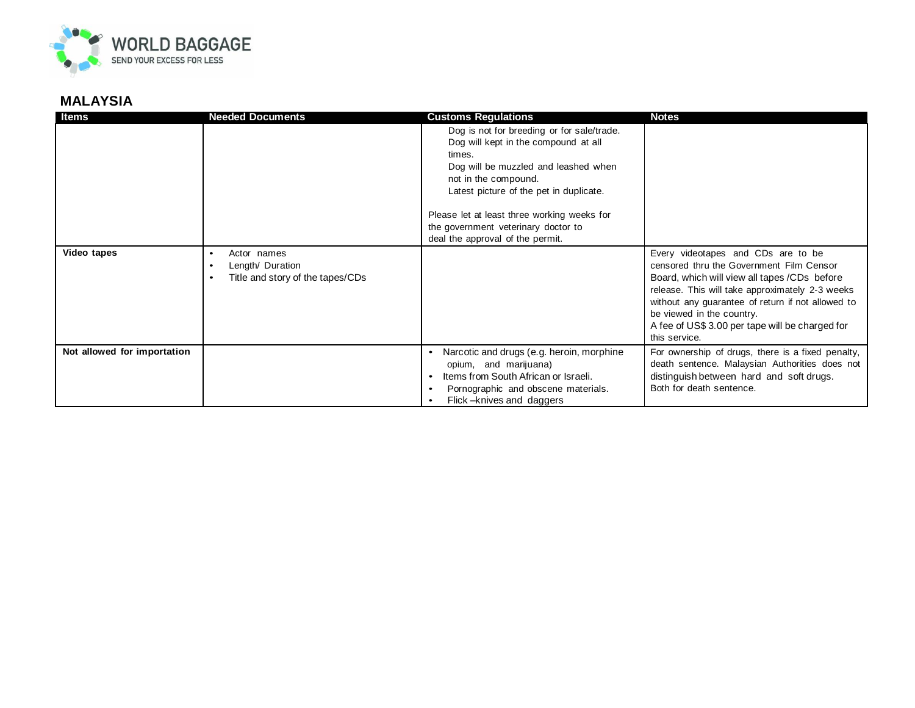## MALAYSIA

| Items | Needed Documents | Customs Regulations | Notes |
|---|---|---|---|
| | | Dog is not for breeding or for sale/trade.<br>Dog will kept in the compound at all times.<br>Dog will be muzzled and leashed when not in the compound.<br>Latest picture of the pet in duplicate.<br><br>Please let at least three working weeks for the government veterinary doctor to deal the approval of the permit. | |
| **Video tapes** | • Actor names<br>• Length/ Duration<br>• Title and story of the tapes/CDs | | Every videotapes and CDs are to be censored thru the Government Film Censor Board, which will view all tapes /CDs before release. This will take approximately 2-3 weeks without any guarantee of return if not allowed to be viewed in the country.<br>A fee of US$ 3.00 per tape will be charged for this service. |
| **Not allowed for importation** | | • Narcotic and drugs (e.g. heroin, morphine opium, and marijuana)<br>• Items from South African or Israeli.<br>• Pornographic and obscene materials.<br>• Flick –knives and daggers | For ownership of drugs, there is a fixed penalty, death sentence. Malaysian Authorities does not distinguish between hard and soft drugs.<br>Both for death sentence. |